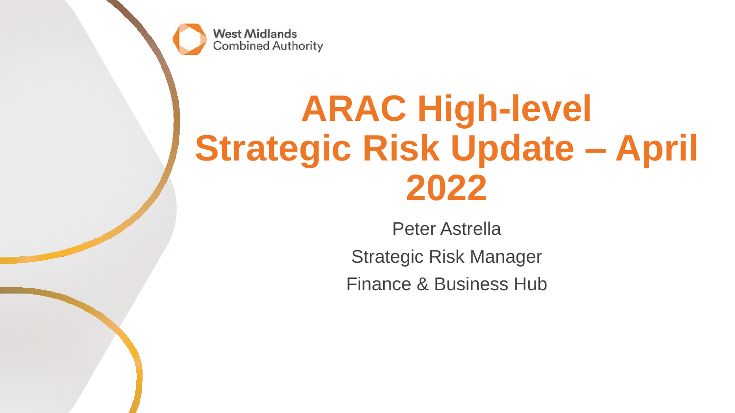West Midlands Combined Authority

# ARAC High-level Strategic Risk Update – April 2022

Peter Astrella

Strategic Risk Manager

Finance & Business Hub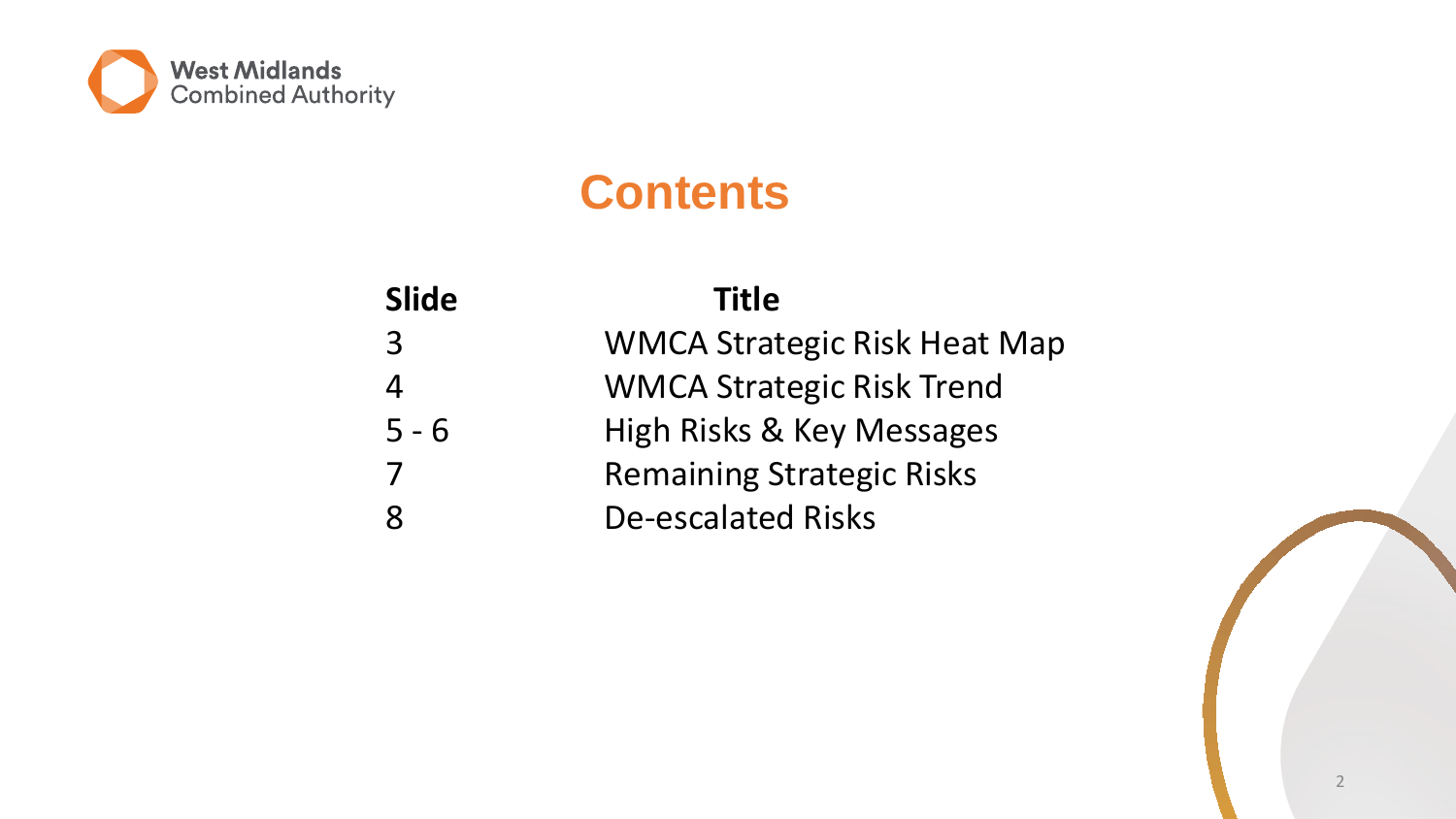# Contents

| Slide | Title |
|---|---|
| 3 | WMCA Strategic Risk Heat Map |
| 4 | WMCA Strategic Risk Trend |
| 5 - 6 | High Risks & Key Messages |
| 7 | Remaining Strategic Risks |
| 8 | De-escalated Risks |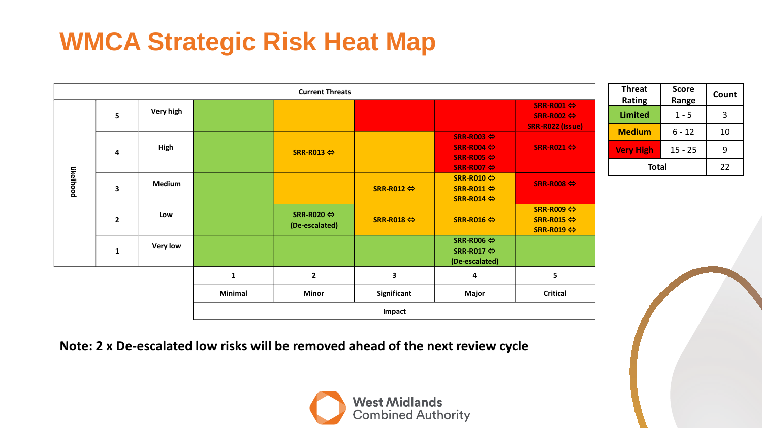# WMCA Strategic Risk Heat Map

**Current Threats**

| Likelihood | | | | | | | |
|---|---|---|---|---|---|---|---|
| | 5 | Very high | | | | | SRR-R001 ⇔ SRR-R002 ⇔ SRR-R022 (Issue) |
| | 4 | High | | SRR-R013 ⇔ | | SRR-R003 ⇔ SRR-R004 ⇔ SRR-R005 ⇔ SRR-R007 ⇔ | SRR-R021 ⇔ |
| | 3 | Medium | | | SRR-R012 ⇔ | SRR-R010 ⇔ SRR-R011 ⇔ SRR-R014 ⇔ | SRR-R008 ⇔ |
| | 2 | Low | | SRR-R020 ⇔ (De-escalated) | SRR-R018 ⇔ | SRR-R016 ⇔ | SRR-R009 ⇔ SRR-R015 ⇔ SRR-R019 ⇔ |
| | 1 | Very low | | | | SRR-R006 ⇔ SRR-R017 ⇔ (De-escalated) | |
| | | | 1 | 2 | 3 | 4 | 5 |
| | | | Minimal | Minor | Significant | Major | Critical |
| | | | Impact | | | | |

| Threat Rating | Score Range | Count |
|---|---|---|
| Limited | 1 - 5 | 3 |
| Medium | 6 - 12 | 10 |
| Very High | 15 - 25 | 9 |
| Total | | 22 |

**Note: 2 x De-escalated low risks will be removed ahead of the next review cycle**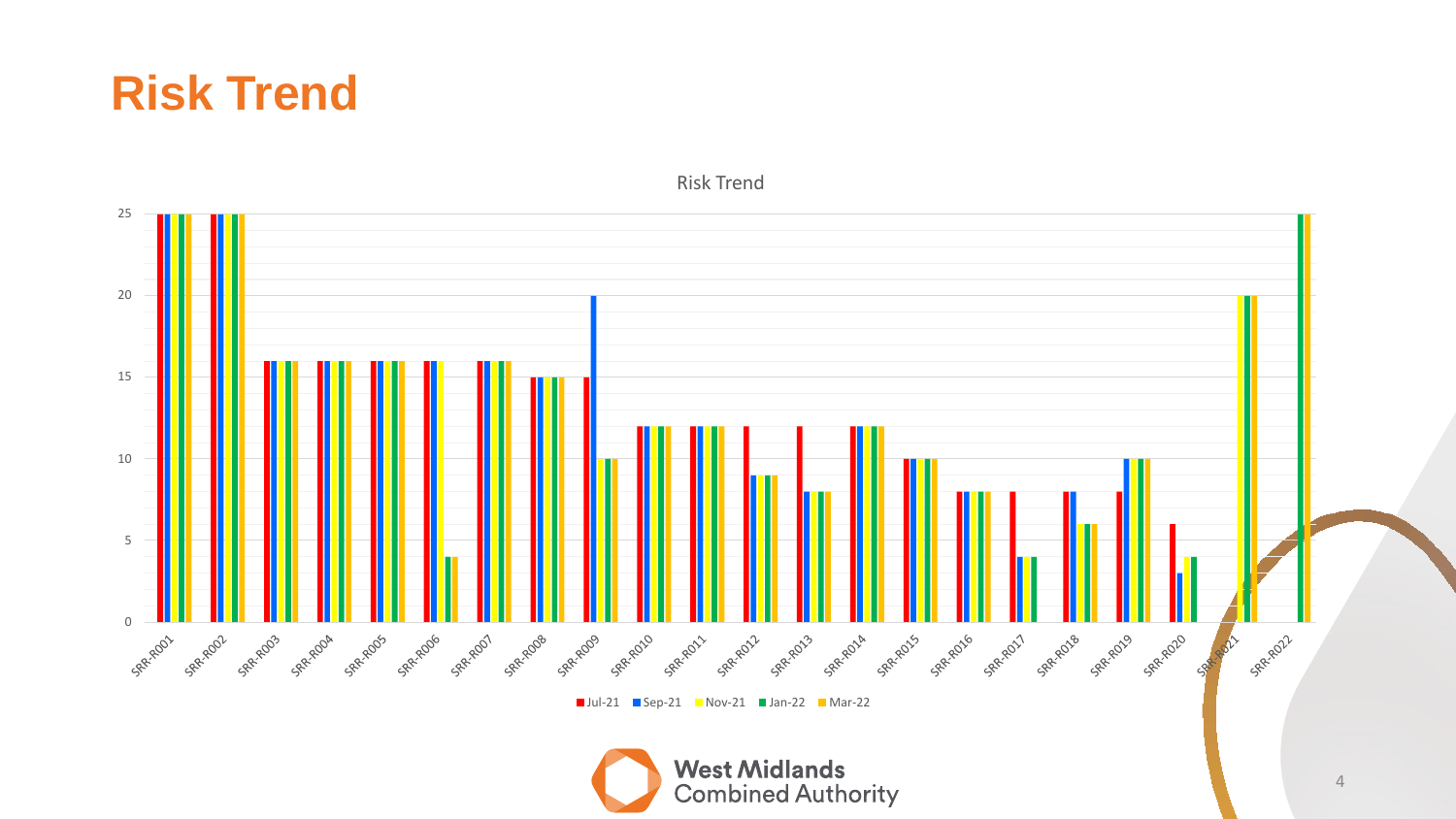# Risk Trend

**Risk Trend**

| Risk | Jul-21 | Sep-21 | Nov-21 | Jan-22 | Mar-22 |
|---|---|---|---|---|---|
| SRR-R001 | 25 | 25 | 25 | 25 | 25 |
| SRR-R002 | 25 | 25 | 25 | 25 | 25 |
| SRR-R003 | 16 | 16 | 16 | 16 | 16 |
| SRR-R004 | 16 | 16 | 16 | 16 | 16 |
| SRR-R005 | 16 | 16 | 16 | 16 | 16 |
| SRR-R006 | 16 | 16 | 16 | 4 | 4 |
| SRR-R007 | 16 | 16 | 16 | 16 | 16 |
| SRR-R008 | 15 | 15 | 15 | 15 | 15 |
| SRR-R009 | 15 | 20 | 10 | 10 | 10 |
| SRR-R010 | 12 | 12 | 12 | 12 | 12 |
| SRR-R011 | 12 | 12 | 12 | 12 | 12 |
| SRR-R012 | 12 | 9 | 9 | 9 | 9 |
| SRR-R013 | 12 | 8 | 8 | 8 | 8 |
| SRR-R014 | 12 | 12 | 12 | 12 | 12 |
| SRR-R015 | 10 | 10 | 10 | 10 | 10 |
| SRR-R016 | 8 | 8 | 8 | 8 | 8 |
| SRR-R017 | 8 | 4 | 4 | 4 | |
| SRR-R018 | 8 | 8 | 6 | 6 | 6 |
| SRR-R019 | 8 | 10 | 10 | 10 | 10 |
| SRR-R020 | 6 | 3 | 4 | 4 | |
| SRR-R021 | | | 20 | 20 | 20 |
| SRR-R022 | | | | 25 | 25 |

West Midlands Combined Authority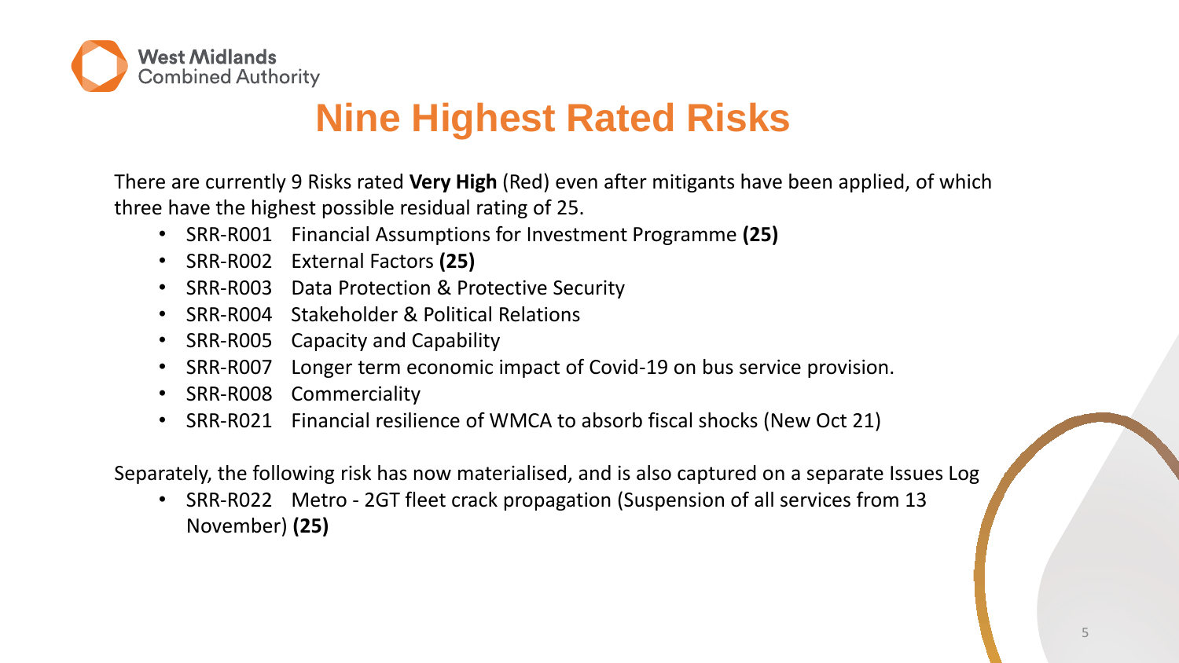# Nine Highest Rated Risks

There are currently 9 Risks rated **Very High** (Red) even after mitigants have been applied, of which three have the highest possible residual rating of 25.

- SRR-R001 Financial Assumptions for Investment Programme **(25)**
- SRR-R002 External Factors **(25)**
- SRR-R003 Data Protection & Protective Security
- SRR-R004 Stakeholder & Political Relations
- SRR-R005 Capacity and Capability
- SRR-R007 Longer term economic impact of Covid-19 on bus service provision.
- SRR-R008 Commerciality
- SRR-R021 Financial resilience of WMCA to absorb fiscal shocks (New Oct 21)

Separately, the following risk has now materialised, and is also captured on a separate Issues Log

- SRR-R022 Metro - 2GT fleet crack propagation (Suspension of all services from 13 November) **(25)**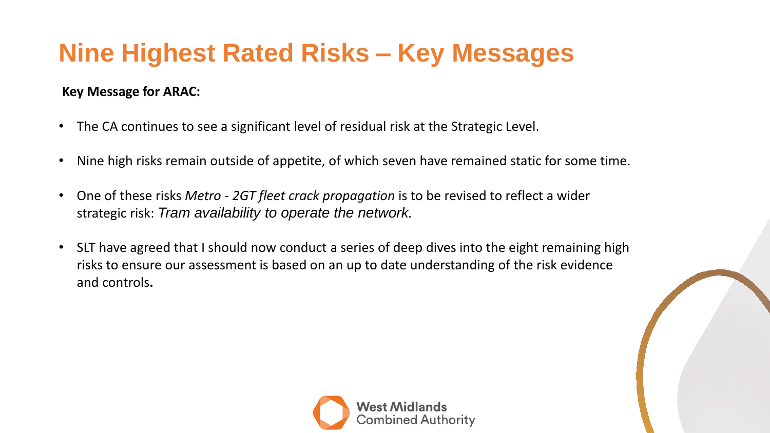# Nine Highest Rated Risks – Key Messages

**Key Message for ARAC:**

- The CA continues to see a significant level of residual risk at the Strategic Level.
- Nine high risks remain outside of appetite, of which seven have remained static for some time.
- One of these risks *Metro - 2GT fleet crack propagation* is to be revised to reflect a wider strategic risk: *Tram availability to operate the network.*
- SLT have agreed that I should now conduct a series of deep dives into the eight remaining high risks to ensure our assessment is based on an up to date understanding of the risk evidence and controls**.**

West Midlands Combined Authority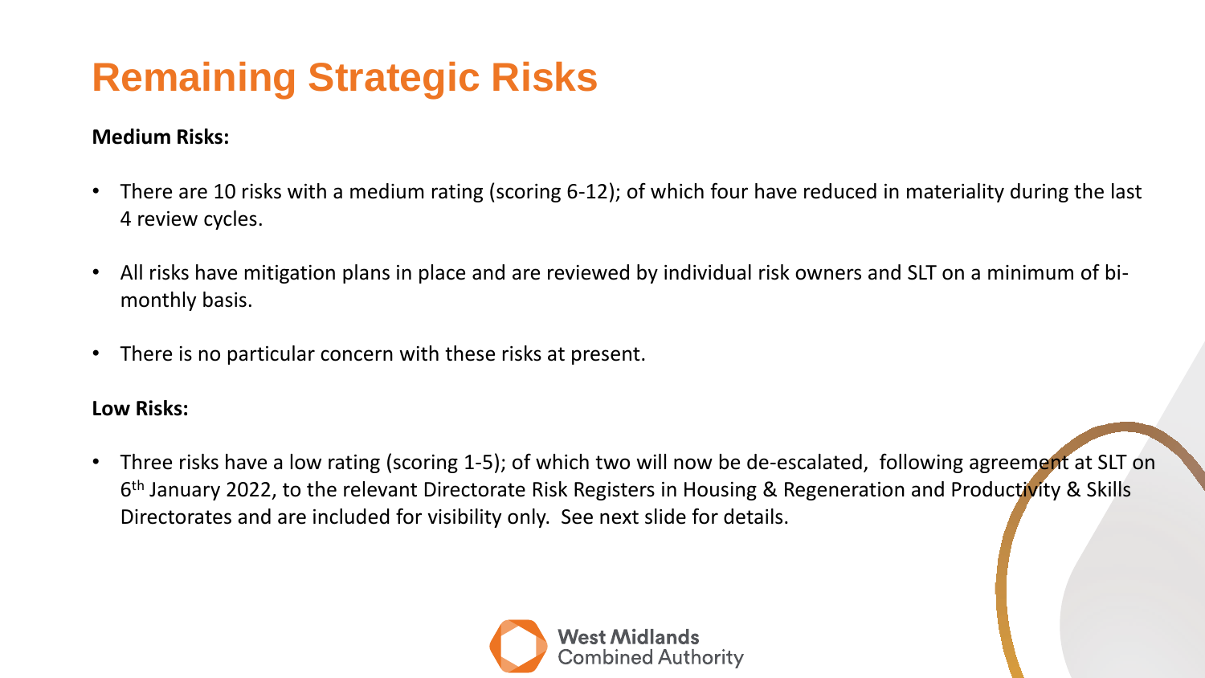# Remaining Strategic Risks

**Medium Risks:**

- There are 10 risks with a medium rating (scoring 6-12); of which four have reduced in materiality during the last 4 review cycles.
- All risks have mitigation plans in place and are reviewed by individual risk owners and SLT on a minimum of bi-monthly basis.
- There is no particular concern with these risks at present.

**Low Risks:**

- Three risks have a low rating (scoring 1-5); of which two will now be de-escalated, following agreement at SLT on 6th January 2022, to the relevant Directorate Risk Registers in Housing & Regeneration and Productivity & Skills Directorates and are included for visibility only. See next slide for details.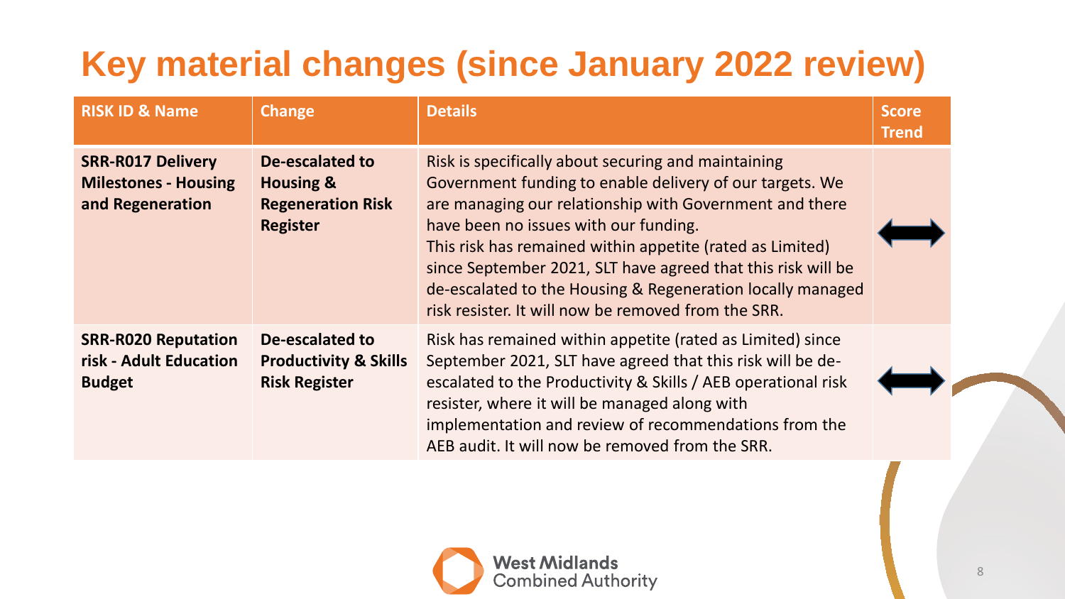# Key material changes (since January 2022 review)

| RISK ID & Name | Change | Details | Score Trend |
|---|---|---|---|
| **SRR-R017 Delivery Milestones - Housing and Regeneration** | **De-escalated to Housing & Regeneration Risk Register** | Risk is specifically about securing and maintaining Government funding to enable delivery of our targets. We are managing our relationship with Government and there have been no issues with our funding.<br>This risk has remained within appetite (rated as Limited) since September 2021, SLT have agreed that this risk will be de-escalated to the Housing & Regeneration locally managed risk resister. It will now be removed from the SRR. | ⟷ |
| **SRR-R020 Reputation risk - Adult Education Budget** | **De-escalated to Productivity & Skills Risk Register** | Risk has remained within appetite (rated as Limited) since September 2021, SLT have agreed that this risk will be de-escalated to the Productivity & Skills / AEB operational risk resister, where it will be managed along with implementation and review of recommendations from the AEB audit. It will now be removed from the SRR. | ⟷ |

West Midlands Combined Authority